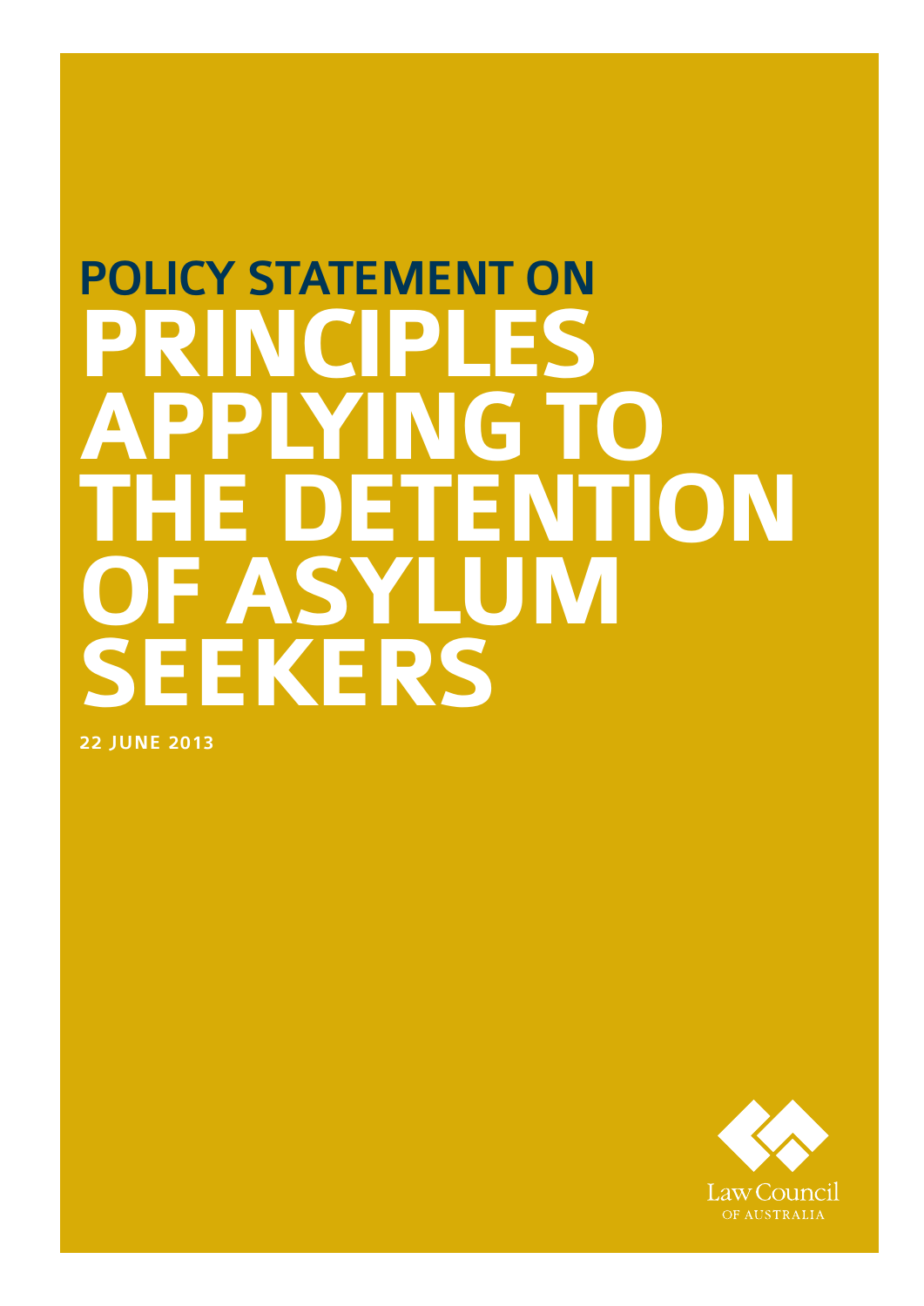# POLICY STATEMENT ON PRINCIPLES APPLYING TO THE DETENTION OF ASYLUM SEEKERS

**22 JUNE 2013**

Law Council
OF AUSTRALIA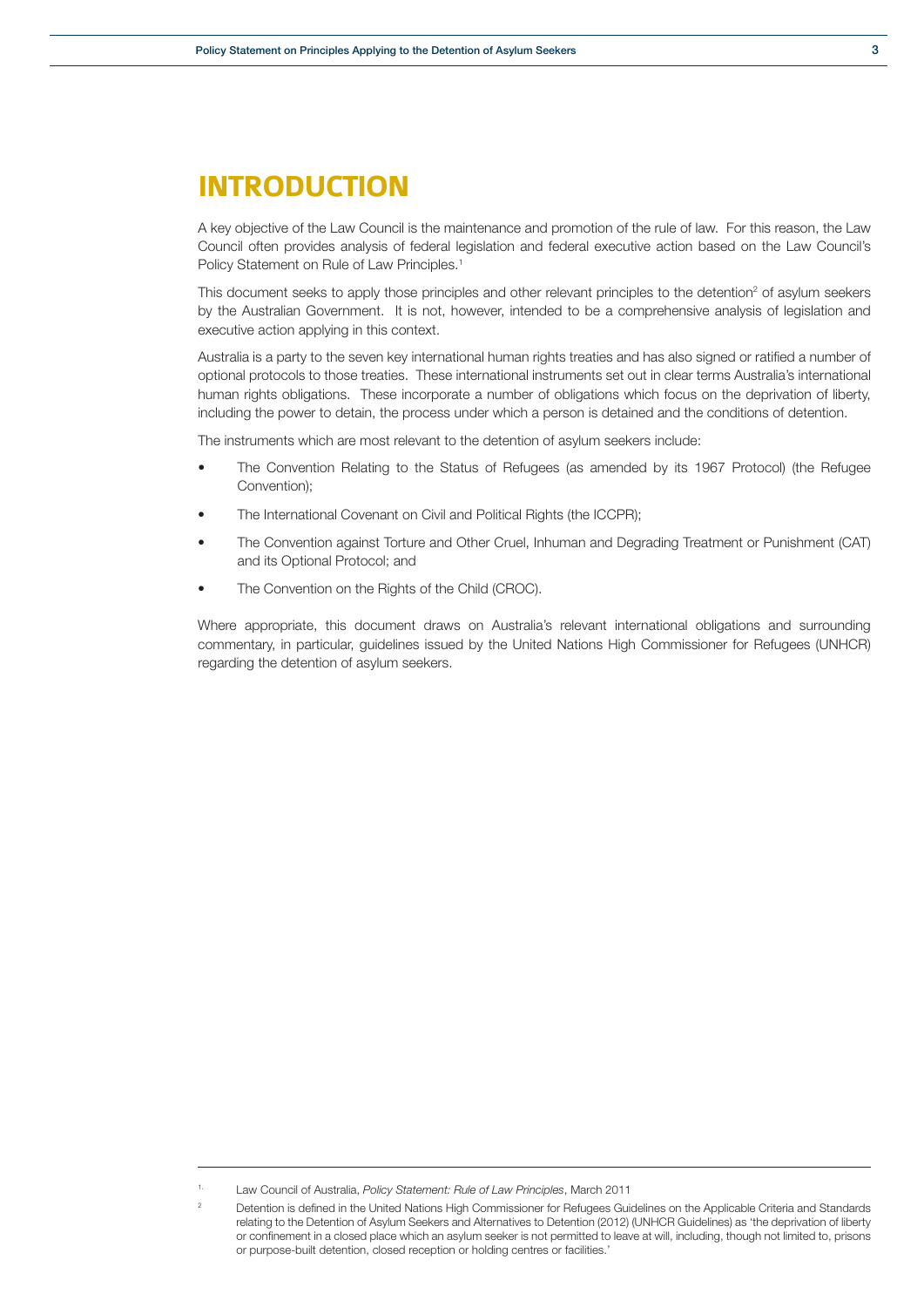# INTRODUCTION

A key objective of the Law Council is the maintenance and promotion of the rule of law. For this reason, the Law Council often provides analysis of federal legislation and federal executive action based on the Law Council's Policy Statement on Rule of Law Principles.[1]

This document seeks to apply those principles and other relevant principles to the detention[2] of asylum seekers by the Australian Government. It is not, however, intended to be a comprehensive analysis of legislation and executive action applying in this context.

Australia is a party to the seven key international human rights treaties and has also signed or ratified a number of optional protocols to those treaties. These international instruments set out in clear terms Australia's international human rights obligations. These incorporate a number of obligations which focus on the deprivation of liberty, including the power to detain, the process under which a person is detained and the conditions of detention.

The instruments which are most relevant to the detention of asylum seekers include:

- The Convention Relating to the Status of Refugees (as amended by its 1967 Protocol) (the Refugee Convention);
- The International Covenant on Civil and Political Rights (the ICCPR);
- The Convention against Torture and Other Cruel, Inhuman and Degrading Treatment or Punishment (CAT) and its Optional Protocol; and
- The Convention on the Rights of the Child (CROC).

Where appropriate, this document draws on Australia's relevant international obligations and surrounding commentary, in particular, guidelines issued by the United Nations High Commissioner for Refugees (UNHCR) regarding the detention of asylum seekers.

---

[1] Law Council of Australia, *Policy Statement: Rule of Law Principles*, March 2011

[2] Detention is defined in the United Nations High Commissioner for Refugees Guidelines on the Applicable Criteria and Standards relating to the Detention of Asylum Seekers and Alternatives to Detention (2012) (UNHCR Guidelines) as 'the deprivation of liberty or confinement in a closed place which an asylum seeker is not permitted to leave at will, including, though not limited to, prisons or purpose-built detention, closed reception or holding centres or facilities.'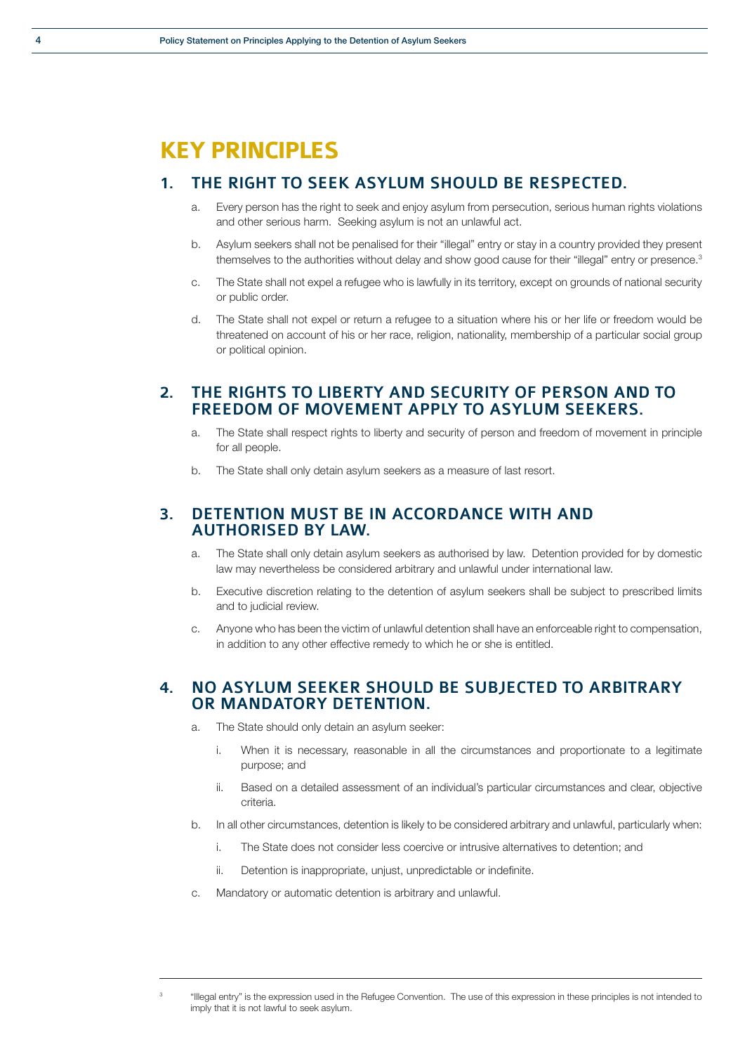# KEY PRINCIPLES

## 1. THE RIGHT TO SEEK ASYLUM SHOULD BE RESPECTED.

a. Every person has the right to seek and enjoy asylum from persecution, serious human rights violations and other serious harm. Seeking asylum is not an unlawful act.

b. Asylum seekers shall not be penalised for their "illegal" entry or stay in a country provided they present themselves to the authorities without delay and show good cause for their "illegal" entry or presence.[3]

c. The State shall not expel a refugee who is lawfully in its territory, except on grounds of national security or public order.

d. The State shall not expel or return a refugee to a situation where his or her life or freedom would be threatened on account of his or her race, religion, nationality, membership of a particular social group or political opinion.

## 2. THE RIGHTS TO LIBERTY AND SECURITY OF PERSON AND TO FREEDOM OF MOVEMENT APPLY TO ASYLUM SEEKERS.

a. The State shall respect rights to liberty and security of person and freedom of movement in principle for all people.

b. The State shall only detain asylum seekers as a measure of last resort.

## 3. DETENTION MUST BE IN ACCORDANCE WITH AND AUTHORISED BY LAW.

a. The State shall only detain asylum seekers as authorised by law. Detention provided for by domestic law may nevertheless be considered arbitrary and unlawful under international law.

b. Executive discretion relating to the detention of asylum seekers shall be subject to prescribed limits and to judicial review.

c. Anyone who has been the victim of unlawful detention shall have an enforceable right to compensation, in addition to any other effective remedy to which he or she is entitled.

## 4. NO ASYLUM SEEKER SHOULD BE SUBJECTED TO ARBITRARY OR MANDATORY DETENTION.

a. The State should only detain an asylum seeker:

   i. When it is necessary, reasonable in all the circumstances and proportionate to a legitimate purpose; and

   ii. Based on a detailed assessment of an individual's particular circumstances and clear, objective criteria.

b. In all other circumstances, detention is likely to be considered arbitrary and unlawful, particularly when:

   i. The State does not consider less coercive or intrusive alternatives to detention; and

   ii. Detention is inappropriate, unjust, unpredictable or indefinite.

c. Mandatory or automatic detention is arbitrary and unlawful.

---

[3] "Illegal entry" is the expression used in the Refugee Convention. The use of this expression in these principles is not intended to imply that it is not lawful to seek asylum.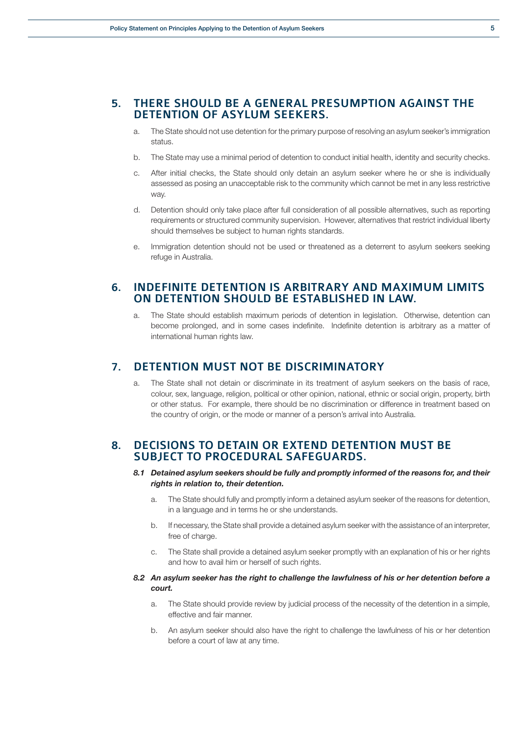## 5. THERE SHOULD BE A GENERAL PRESUMPTION AGAINST THE DETENTION OF ASYLUM SEEKERS.

a. The State should not use detention for the primary purpose of resolving an asylum seeker's immigration status.

b. The State may use a minimal period of detention to conduct initial health, identity and security checks.

c. After initial checks, the State should only detain an asylum seeker where he or she is individually assessed as posing an unacceptable risk to the community which cannot be met in any less restrictive way.

d. Detention should only take place after full consideration of all possible alternatives, such as reporting requirements or structured community supervision. However, alternatives that restrict individual liberty should themselves be subject to human rights standards.

e. Immigration detention should not be used or threatened as a deterrent to asylum seekers seeking refuge in Australia.

## 6. INDEFINITE DETENTION IS ARBITRARY AND MAXIMUM LIMITS ON DETENTION SHOULD BE ESTABLISHED IN LAW.

a. The State should establish maximum periods of detention in legislation. Otherwise, detention can become prolonged, and in some cases indefinite. Indefinite detention is arbitrary as a matter of international human rights law.

## 7. DETENTION MUST NOT BE DISCRIMINATORY

a. The State shall not detain or discriminate in its treatment of asylum seekers on the basis of race, colour, sex, language, religion, political or other opinion, national, ethnic or social origin, property, birth or other status. For example, there should be no discrimination or difference in treatment based on the country of origin, or the mode or manner of a person's arrival into Australia.

## 8. DECISIONS TO DETAIN OR EXTEND DETENTION MUST BE SUBJECT TO PROCEDURAL SAFEGUARDS.

### *8.1 Detained asylum seekers should be fully and promptly informed of the reasons for, and their rights in relation to, their detention.*

a. The State should fully and promptly inform a detained asylum seeker of the reasons for detention, in a language and in terms he or she understands.

b. If necessary, the State shall provide a detained asylum seeker with the assistance of an interpreter, free of charge.

c. The State shall provide a detained asylum seeker promptly with an explanation of his or her rights and how to avail him or herself of such rights.

### *8.2 An asylum seeker has the right to challenge the lawfulness of his or her detention before a court.*

a. The State should provide review by judicial process of the necessity of the detention in a simple, effective and fair manner.

b. An asylum seeker should also have the right to challenge the lawfulness of his or her detention before a court of law at any time.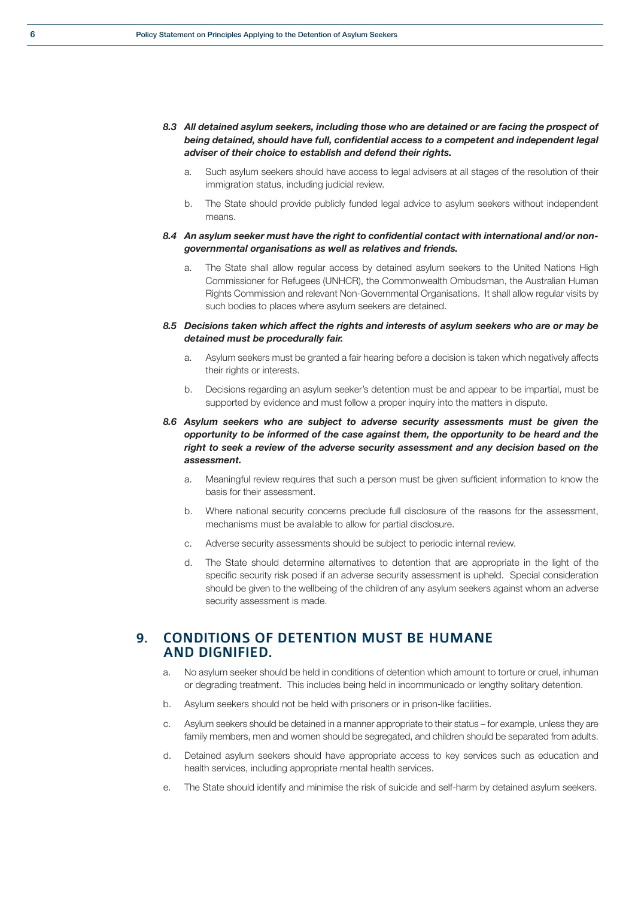***8.3 All detained asylum seekers, including those who are detained or are facing the prospect of being detained, should have full, confidential access to a competent and independent legal adviser of their choice to establish and defend their rights.***

a. Such asylum seekers should have access to legal advisers at all stages of the resolution of their immigration status, including judicial review.

b. The State should provide publicly funded legal advice to asylum seekers without independent means.

***8.4 An asylum seeker must have the right to confidential contact with international and/or non-governmental organisations as well as relatives and friends.***

a. The State shall allow regular access by detained asylum seekers to the United Nations High Commissioner for Refugees (UNHCR), the Commonwealth Ombudsman, the Australian Human Rights Commission and relevant Non-Governmental Organisations. It shall allow regular visits by such bodies to places where asylum seekers are detained.

***8.5 Decisions taken which affect the rights and interests of asylum seekers who are or may be detained must be procedurally fair.***

a. Asylum seekers must be granted a fair hearing before a decision is taken which negatively affects their rights or interests.

b. Decisions regarding an asylum seeker's detention must be and appear to be impartial, must be supported by evidence and must follow a proper inquiry into the matters in dispute.

***8.6 Asylum seekers who are subject to adverse security assessments must be given the opportunity to be informed of the case against them, the opportunity to be heard and the right to seek a review of the adverse security assessment and any decision based on the assessment.***

a. Meaningful review requires that such a person must be given sufficient information to know the basis for their assessment.

b. Where national security concerns preclude full disclosure of the reasons for the assessment, mechanisms must be available to allow for partial disclosure.

c. Adverse security assessments should be subject to periodic internal review.

d. The State should determine alternatives to detention that are appropriate in the light of the specific security risk posed if an adverse security assessment is upheld. Special consideration should be given to the wellbeing of the children of any asylum seekers against whom an adverse security assessment is made.

## 9. CONDITIONS OF DETENTION MUST BE HUMANE AND DIGNIFIED.

a. No asylum seeker should be held in conditions of detention which amount to torture or cruel, inhuman or degrading treatment. This includes being held in incommunicado or lengthy solitary detention.

b. Asylum seekers should not be held with prisoners or in prison-like facilities.

c. Asylum seekers should be detained in a manner appropriate to their status – for example, unless they are family members, men and women should be segregated, and children should be separated from adults.

d. Detained asylum seekers should have appropriate access to key services such as education and health services, including appropriate mental health services.

e. The State should identify and minimise the risk of suicide and self-harm by detained asylum seekers.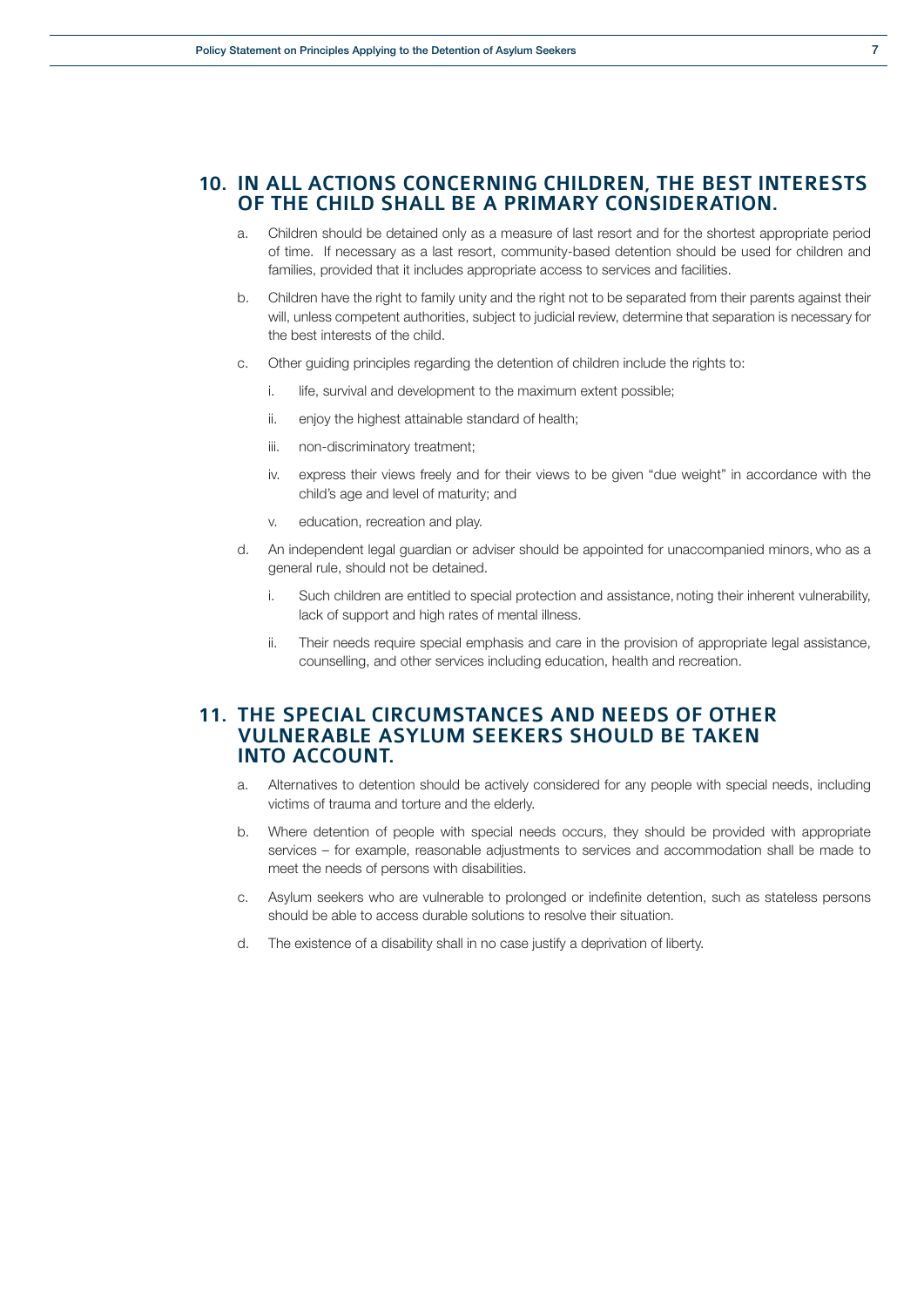## 10. IN ALL ACTIONS CONCERNING CHILDREN, THE BEST INTERESTS OF THE CHILD SHALL BE A PRIMARY CONSIDERATION.

a. Children should be detained only as a measure of last resort and for the shortest appropriate period of time. If necessary as a last resort, community-based detention should be used for children and families, provided that it includes appropriate access to services and facilities.

b. Children have the right to family unity and the right not to be separated from their parents against their will, unless competent authorities, subject to judicial review, determine that separation is necessary for the best interests of the child.

c. Other guiding principles regarding the detention of children include the rights to:

   i. life, survival and development to the maximum extent possible;

   ii. enjoy the highest attainable standard of health;

   iii. non-discriminatory treatment;

   iv. express their views freely and for their views to be given "due weight" in accordance with the child's age and level of maturity; and

   v. education, recreation and play.

d. An independent legal guardian or adviser should be appointed for unaccompanied minors, who as a general rule, should not be detained.

   i. Such children are entitled to special protection and assistance, noting their inherent vulnerability, lack of support and high rates of mental illness.

   ii. Their needs require special emphasis and care in the provision of appropriate legal assistance, counselling, and other services including education, health and recreation.

## 11. THE SPECIAL CIRCUMSTANCES AND NEEDS OF OTHER VULNERABLE ASYLUM SEEKERS SHOULD BE TAKEN INTO ACCOUNT.

a. Alternatives to detention should be actively considered for any people with special needs, including victims of trauma and torture and the elderly.

b. Where detention of people with special needs occurs, they should be provided with appropriate services – for example, reasonable adjustments to services and accommodation shall be made to meet the needs of persons with disabilities.

c. Asylum seekers who are vulnerable to prolonged or indefinite detention, such as stateless persons should be able to access durable solutions to resolve their situation.

d. The existence of a disability shall in no case justify a deprivation of liberty.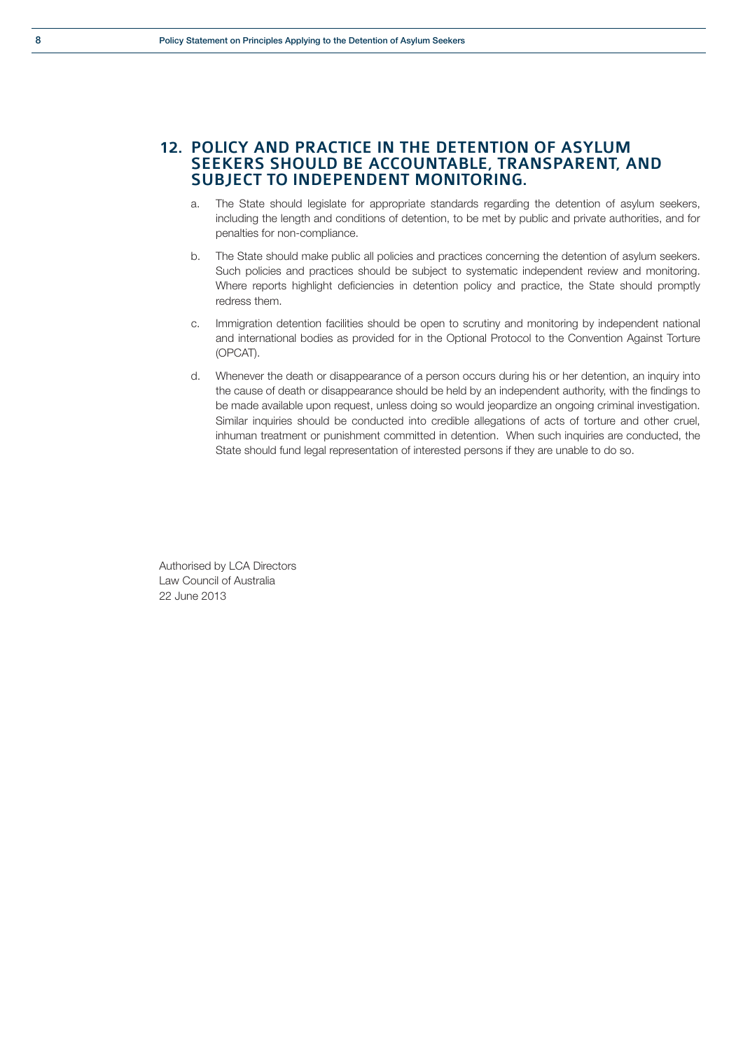## 12. POLICY AND PRACTICE IN THE DETENTION OF ASYLUM SEEKERS SHOULD BE ACCOUNTABLE, TRANSPARENT, AND SUBJECT TO INDEPENDENT MONITORING.

a. The State should legislate for appropriate standards regarding the detention of asylum seekers, including the length and conditions of detention, to be met by public and private authorities, and for penalties for non-compliance.

b. The State should make public all policies and practices concerning the detention of asylum seekers. Such policies and practices should be subject to systematic independent review and monitoring. Where reports highlight deficiencies in detention policy and practice, the State should promptly redress them.

c. Immigration detention facilities should be open to scrutiny and monitoring by independent national and international bodies as provided for in the Optional Protocol to the Convention Against Torture (OPCAT).

d. Whenever the death or disappearance of a person occurs during his or her detention, an inquiry into the cause of death or disappearance should be held by an independent authority, with the findings to be made available upon request, unless doing so would jeopardize an ongoing criminal investigation. Similar inquiries should be conducted into credible allegations of acts of torture and other cruel, inhuman treatment or punishment committed in detention. When such inquiries are conducted, the State should fund legal representation of interested persons if they are unable to do so.

Authorised by LCA Directors
Law Council of Australia
22 June 2013